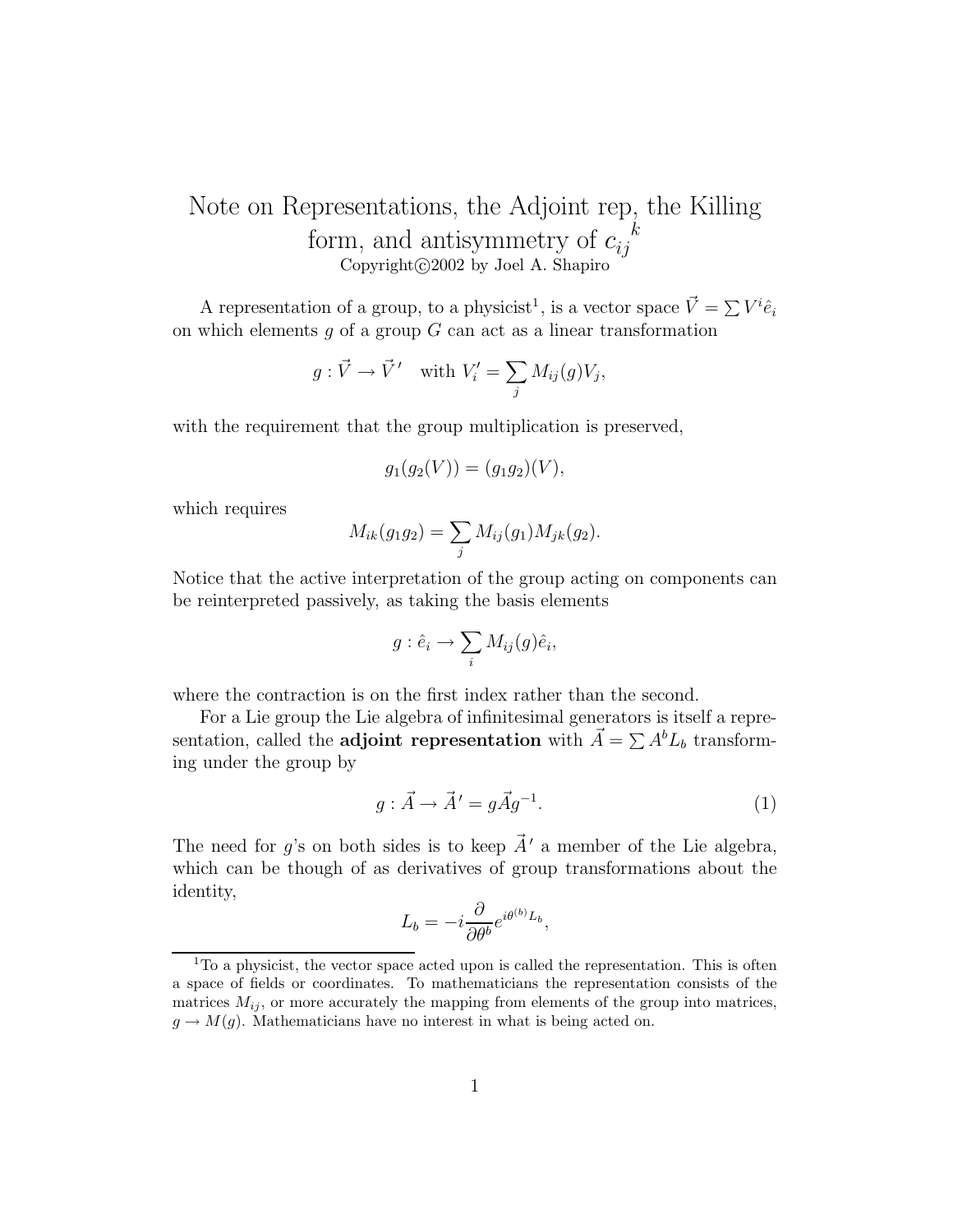# Note on Representations, the Adjoint rep, the Killing form, and antisymmetry of ${c_{ij}}^k$

Copyright©2002 by Joel A. Shapiro

A representation of a group, to a physicist[1], is a vector space $\vec{V} = \sum V^i \hat{e}_i$ on which elements $g$ of a group $G$ can act as a linear transformation

$$g : \vec{V} \to \vec{V}\,' \quad \text{with } V_i' = \sum_j M_{ij}(g) V_j,$$

with the requirement that the group multiplication is preserved,

$$g_1(g_2(V)) = (g_1 g_2)(V),$$

which requires

$$M_{ik}(g_1 g_2) = \sum_j M_{ij}(g_1) M_{jk}(g_2).$$

Notice that the active interpretation of the group acting on components can be reinterpreted passively, as taking the basis elements

$$g : \hat{e}_i \to \sum_i M_{ij}(g) \hat{e}_i,$$

where the contraction is on the first index rather than the second.

For a Lie group the Lie algebra of infinitesimal generators is itself a representation, called the **adjoint representation** with $\vec{A} = \sum A^b L_b$ transforming under the group by

$$g : \vec{A} \to \vec{A}\,' = g \vec{A} g^{-1}. \tag{1}$$

The need for $g$'s on both sides is to keep $\vec{A}\,'$ a member of the Lie algebra, which can be though of as derivatives of group transformations about the identity,

$$L_b = -i \frac{\partial}{\partial \theta^b} e^{i\theta^{(b)} L_b},$$

[1] To a physicist, the vector space acted upon is called the representation. This is often a space of fields or coordinates. To mathematicians the representation consists of the matrices $M_{ij}$, or more accurately the mapping from elements of the group into matrices, $g \to M(g)$. Mathematicians have no interest in what is being acted on.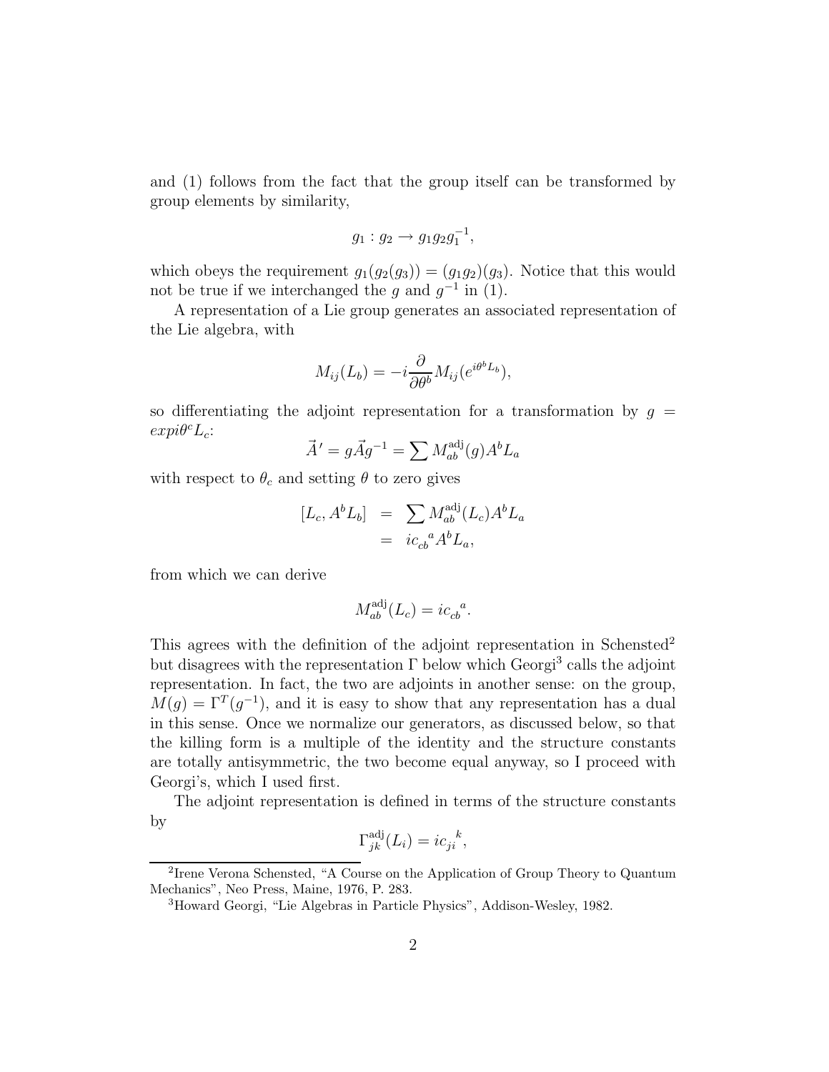and (1) follows from the fact that the group itself can be transformed by group elements by similarity,

$$g_1 : g_2 \to g_1 g_2 g_1^{-1},$$

which obeys the requirement $g_1(g_2(g_3)) = (g_1 g_2)(g_3)$. Notice that this would not be true if we interchanged the $g$ and $g^{-1}$ in (1).

A representation of a Lie group generates an associated representation of the Lie algebra, with

$$M_{ij}(L_b) = -i \frac{\partial}{\partial \theta^b} M_{ij}(e^{i\theta^b L_b}),$$

so differentiating the adjoint representation for a transformation by $g = expi\theta^c L_c$:

$$\vec{A}' = g\vec{A}g^{-1} = \sum M^{\text{adj}}_{ab}(g) A^b L_a$$

with respect to $\theta_c$ and setting $\theta$ to zero gives

$$\begin{aligned}
[L_c, A^b L_b] &= \sum M^{\text{adj}}_{ab}(L_c) A^b L_a \\
&= i c_{cb}{}^{a} A^b L_a,
\end{aligned}$$

from which we can derive

$$M^{\text{adj}}_{ab}(L_c) = i c_{cb}{}^{a}.$$

This agrees with the definition of the adjoint representation in Schensted[2] but disagrees with the representation $\Gamma$ below which Georgi[3] calls the adjoint representation. In fact, the two are adjoints in another sense: on the group, $M(g) = \Gamma^T(g^{-1})$, and it is easy to show that any representation has a dual in this sense. Once we normalize our generators, as discussed below, so that the killing form is a multiple of the identity and the structure constants are totally antisymmetric, the two become equal anyway, so I proceed with Georgi's, which I used first.

The adjoint representation is defined in terms of the structure constants by

$$\Gamma^{\text{adj}}_{jk}(L_i) = i c_{ji}{}^{k},$$

[2] Irene Verona Schensted, "A Course on the Application of Group Theory to Quantum Mechanics", Neo Press, Maine, 1976, P. 283.

[3] Howard Georgi, "Lie Algebras in Particle Physics", Addison-Wesley, 1982.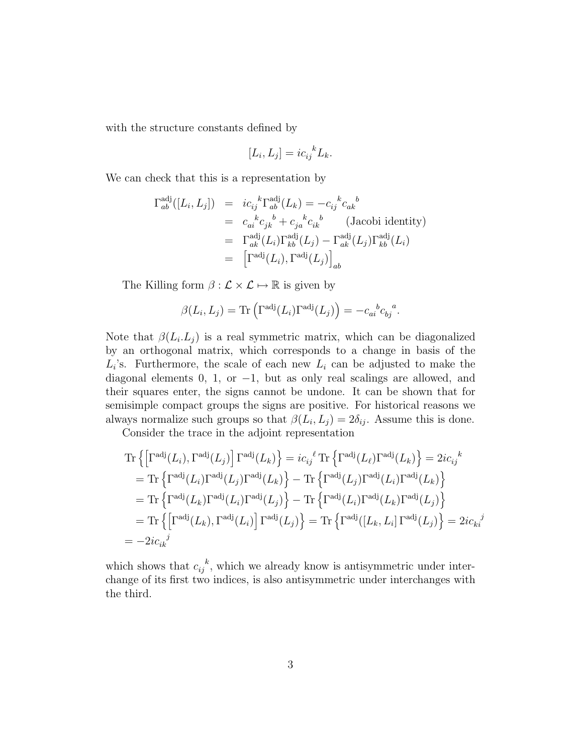with the structure constants defined by

$$[L_i, L_j] = i c_{ij}{}^{k} L_k.$$

We can check that this is a representation by

$$\begin{aligned}
\Gamma^{\text{adj}}_{ab}([L_i, L_j]) &= i c_{ij}{}^{k} \Gamma^{\text{adj}}_{ab}(L_k) = -c_{ij}{}^{k} c_{ak}{}^{b} \\
&= c_{ai}{}^{k} c_{jk}{}^{b} + c_{ja}{}^{k} c_{ik}{}^{b} \qquad \text{(Jacobi identity)} \\
&= \Gamma^{\text{adj}}_{ak}(L_i)\Gamma^{\text{adj}}_{kb}(L_j) - \Gamma^{\text{adj}}_{ak}(L_j)\Gamma^{\text{adj}}_{kb}(L_i) \\
&= \left[\Gamma^{\text{adj}}(L_i), \Gamma^{\text{adj}}(L_j)\right]_{ab}
\end{aligned}$$

The Killing form $\beta : \mathcal{L} \times \mathcal{L} \mapsto \mathbb{R}$ is given by

$$\beta(L_i, L_j) = \operatorname{Tr}\left(\Gamma^{\text{adj}}(L_i)\Gamma^{\text{adj}}(L_j)\right) = -c_{ai}{}^{b} c_{bj}{}^{a}.$$

Note that $\beta(L_i.L_j)$ is a real symmetric matrix, which can be diagonalized by an orthogonal matrix, which corresponds to a change in basis of the $L_i$'s. Furthermore, the scale of each new $L_i$ can be adjusted to make the diagonal elements 0, 1, or $-1$, but as only real scalings are allowed, and their squares enter, the signs cannot be undone. It can be shown that for semisimple compact groups the signs are positive. For historical reasons we always normalize such groups so that $\beta(L_i, L_j) = 2\delta_{ij}$. Assume this is done.

Consider the trace in the adjoint representation

$$\begin{aligned}
&\operatorname{Tr}\left\{\left[\Gamma^{\text{adj}}(L_i), \Gamma^{\text{adj}}(L_j)\right]\Gamma^{\text{adj}}(L_k)\right\} = i c_{ij}{}^{\ell} \operatorname{Tr}\left\{\Gamma^{\text{adj}}(L_\ell)\Gamma^{\text{adj}}(L_k)\right\} = 2i c_{ij}{}^{k} \\
&\quad = \operatorname{Tr}\left\{\Gamma^{\text{adj}}(L_i)\Gamma^{\text{adj}}(L_j)\Gamma^{\text{adj}}(L_k)\right\} - \operatorname{Tr}\left\{\Gamma^{\text{adj}}(L_j)\Gamma^{\text{adj}}(L_i)\Gamma^{\text{adj}}(L_k)\right\} \\
&\quad = \operatorname{Tr}\left\{\Gamma^{\text{adj}}(L_k)\Gamma^{\text{adj}}(L_i)\Gamma^{\text{adj}}(L_j)\right\} - \operatorname{Tr}\left\{\Gamma^{\text{adj}}(L_i)\Gamma^{\text{adj}}(L_k)\Gamma^{\text{adj}}(L_j)\right\} \\
&\quad = \operatorname{Tr}\left\{\left[\Gamma^{\text{adj}}(L_k), \Gamma^{\text{adj}}(L_i)\right]\Gamma^{\text{adj}}(L_j)\right\} = \operatorname{Tr}\left\{\Gamma^{\text{adj}}([L_k, L_i]\,\Gamma^{\text{adj}}(L_j)\right\} = 2i c_{ki}{}^{j} \\
&= -2i c_{ik}{}^{j}
\end{aligned}$$

which shows that $c_{ij}{}^{k}$, which we already know is antisymmetric under interchange of its first two indices, is also antisymmetric under interchanges with the third.